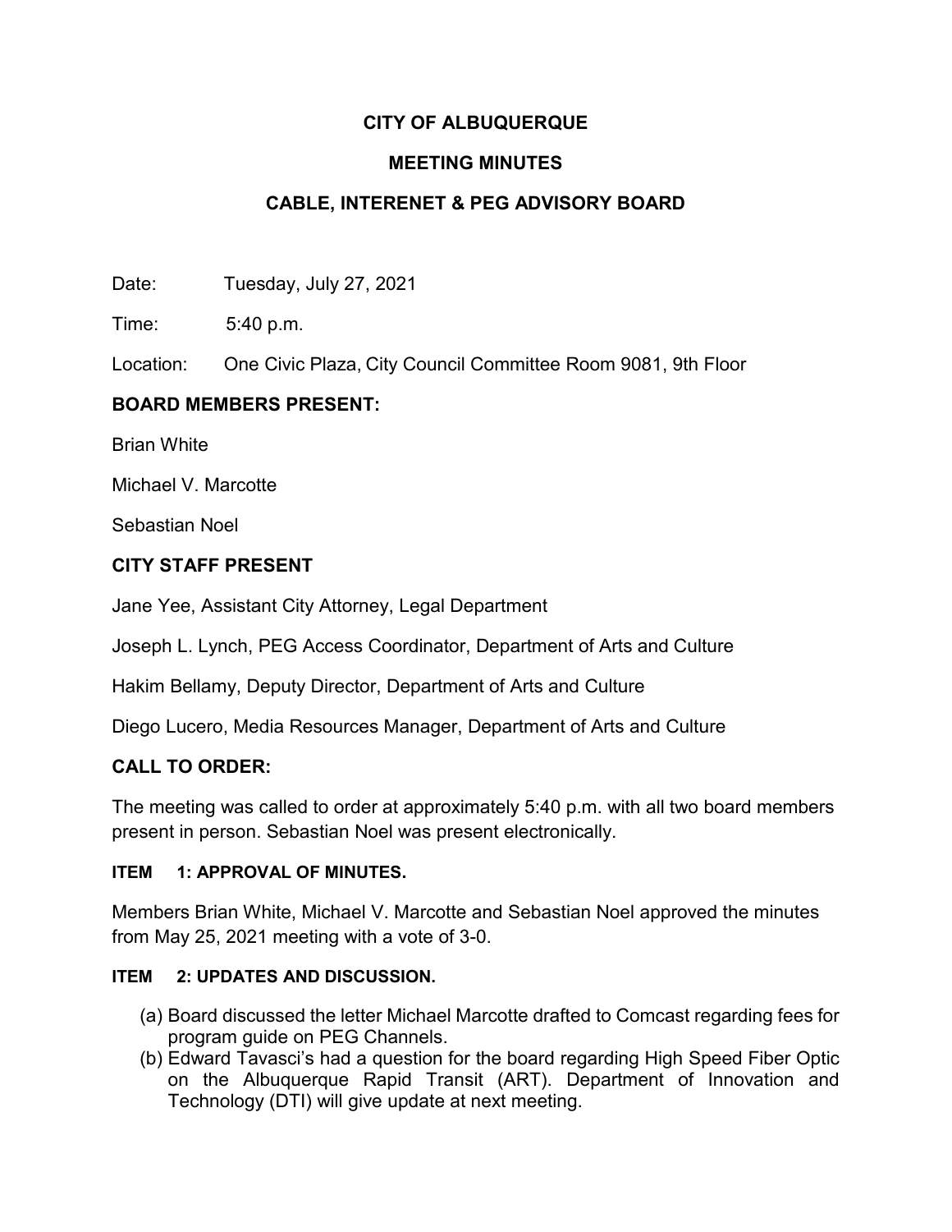# CITY OF ALBUQUERQUE

## MEETING MINUTES

## CABLE, INTERENET & PEG ADVISORY BOARD

Date: Tuesday, July 27, 2021

Time: 5:40 p.m.

Location: One Civic Plaza, City Council Committee Room 9081, 9th Floor

### BOARD MEMBERS PRESENT:

Brian White

Michael V. Marcotte

Sebastian Noel

### CITY STAFF PRESENT

Jane Yee, Assistant City Attorney, Legal Department

Joseph L. Lynch, PEG Access Coordinator, Department of Arts and Culture

Hakim Bellamy, Deputy Director, Department of Arts and Culture

Diego Lucero, Media Resources Manager, Department of Arts and Culture

### CALL TO ORDER:

The meeting was called to order at approximately 5:40 p.m. with all two board members present in person. Sebastian Noel was present electronically.

#### ITEM 1: APPROVAL OF MINUTES.

Members Brian White, Michael V. Marcotte and Sebastian Noel approved the minutes from May 25, 2021 meeting with a vote of 3-0.

#### ITEM 2: UPDATES AND DISCUSSION.

(a) Board discussed the letter Michael Marcotte drafted to Comcast regarding fees for program guide on PEG Channels.

(b) Edward Tavasci's had a question for the board regarding High Speed Fiber Optic on the Albuquerque Rapid Transit (ART). Department of Innovation and Technology (DTI) will give update at next meeting.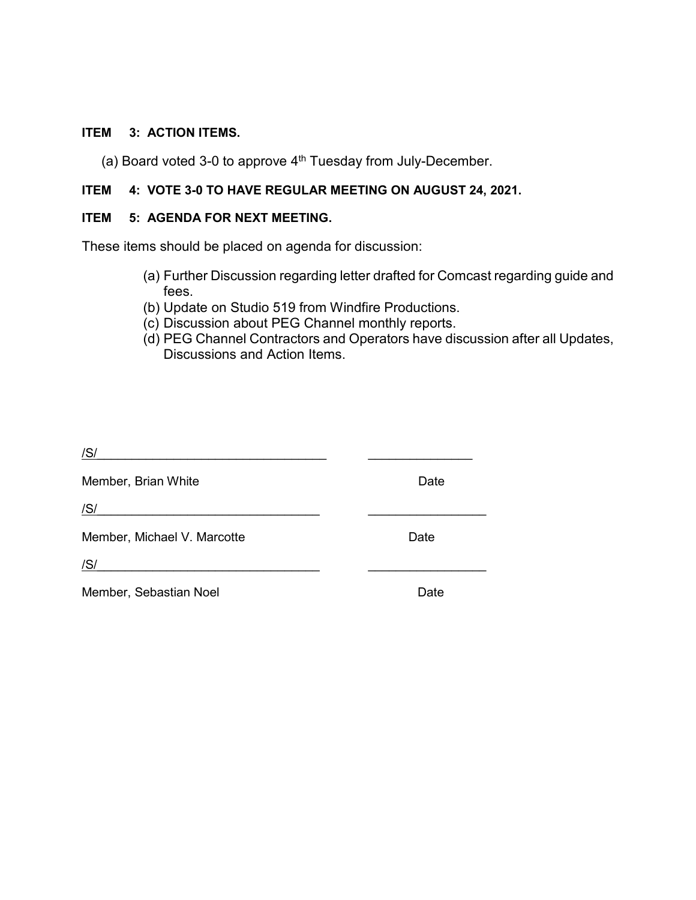**ITEM 3: ACTION ITEMS.**

(a) Board voted 3-0 to approve 4th Tuesday from July-December.

**ITEM 4: VOTE 3-0 TO HAVE REGULAR MEETING ON AUGUST 24, 2021.**

**ITEM 5: AGENDA FOR NEXT MEETING.**

These items should be placed on agenda for discussion:

(a) Further Discussion regarding letter drafted for Comcast regarding guide and fees.
(b) Update on Studio 519 from Windfire Productions.
(c) Discussion about PEG Channel monthly reports.
(d) PEG Channel Contractors and Operators have discussion after all Updates, Discussions and Action Items.

/S/________________________________ _______________

Member, Brian White Date

/S/________________________________ _______________

Member, Michael V. Marcotte Date

/S/________________________________ _______________

Member, Sebastian Noel Date